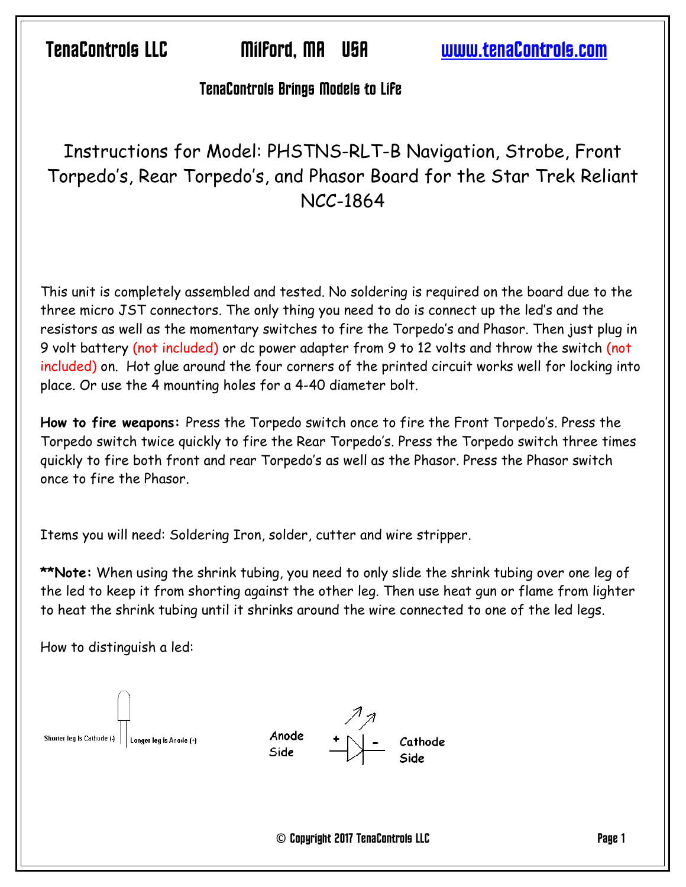TenaControls LLC Milford, MA USA www.tenaControls.com

TenaControls Brings Models to Life

# Instructions for Model: PHSTNS-RLT-B Navigation, Strobe, Front Torpedo's, Rear Torpedo's, and Phasor Board for the Star Trek Reliant NCC-1864

This unit is completely assembled and tested. No soldering is required on the board due to the three micro JST connectors. The only thing you need to do is connect up the led's and the resistors as well as the momentary switches to fire the Torpedo's and Phasor. Then just plug in 9 volt battery (not included) or dc power adapter from 9 to 12 volts and throw the switch (not included) on. Hot glue around the four corners of the printed circuit works well for locking into place. Or use the 4 mounting holes for a 4-40 diameter bolt.

**How to fire weapons:** Press the Torpedo switch once to fire the Front Torpedo's. Press the Torpedo switch twice quickly to fire the Rear Torpedo's. Press the Torpedo switch three times quickly to fire both front and rear Torpedo's as well as the Phasor. Press the Phasor switch once to fire the Phasor.

Items you will need: Soldering Iron, solder, cutter and wire stripper.

**\*\*Note:** When using the shrink tubing, you need to only slide the shrink tubing over one leg of the led to keep it from shorting against the other leg. Then use heat gun or flame from lighter to heat the shrink tubing until it shrinks around the wire connected to one of the led legs.

How to distinguish a led:

Shorter leg is Cathode (-) Longer leg is Anode (+)

Anode Side + - Cathode Side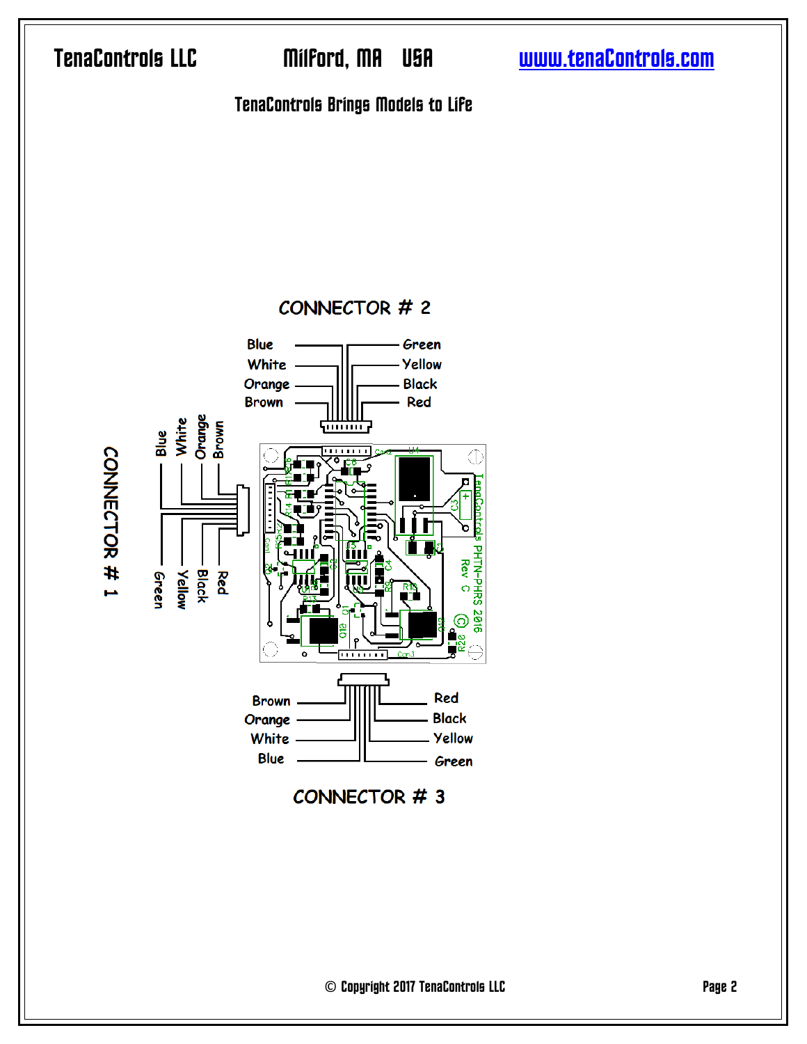TenaControls LLC Milford, MA USA www.tenaControls.com

TenaControls Brings Models to Life

CONNECTOR # 2

| Left | Right |
| --- | --- |
| Blue | Green |
| White | Yellow |
| Orange | Black |
| Brown | Red |

CONNECTOR # 1

Blue, White, Orange, Brown, Green, Yellow, Black, Red

CONNECTOR # 3

| Left | Right |
| --- | --- |
| Brown | Red |
| Orange | Black |
| White | Yellow |
| Blue | Green |

© Copyright 2017 TenaControls LLC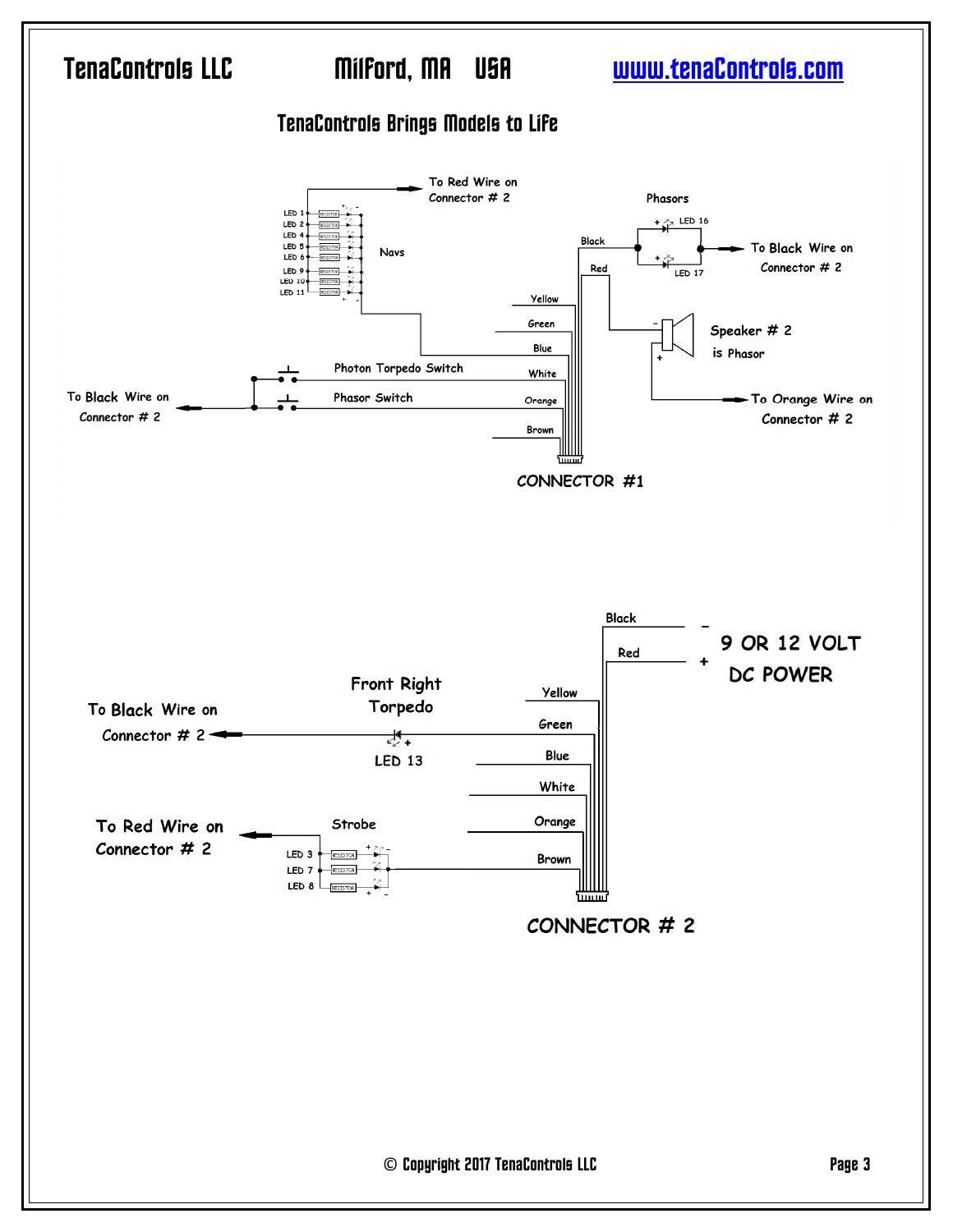TenaControls LLC Milford, MA USA www.tenaControls.com

TenaControls Brings Models to Life

To Red Wire on Connector # 2

LED 1
LED 2
LED 4
LED 5
LED 6
LED 9
LED 10
LED 11

Navs

Phasors

LED 16

Black

To Black Wire on Connector # 2

Red

LED 17

Yellow

Green

Speaker # 2 is Phasor

Blue

Photon Torpedo Switch

White

To Black Wire on Connector # 2

Phasor Switch

Orange

To Orange Wire on Connector # 2

Brown

CONNECTOR #1

Black

Red

9 OR 12 VOLT DC POWER

Front Right Torpedo

Yellow

To Black Wire on Connector # 2

Green

LED 13

Blue

White

To Red Wire on Connector # 2

Strobe

Orange

LED 3
LED 7
LED 8

Brown

CONNECTOR # 2

© Copyright 2017 TenaControls LLC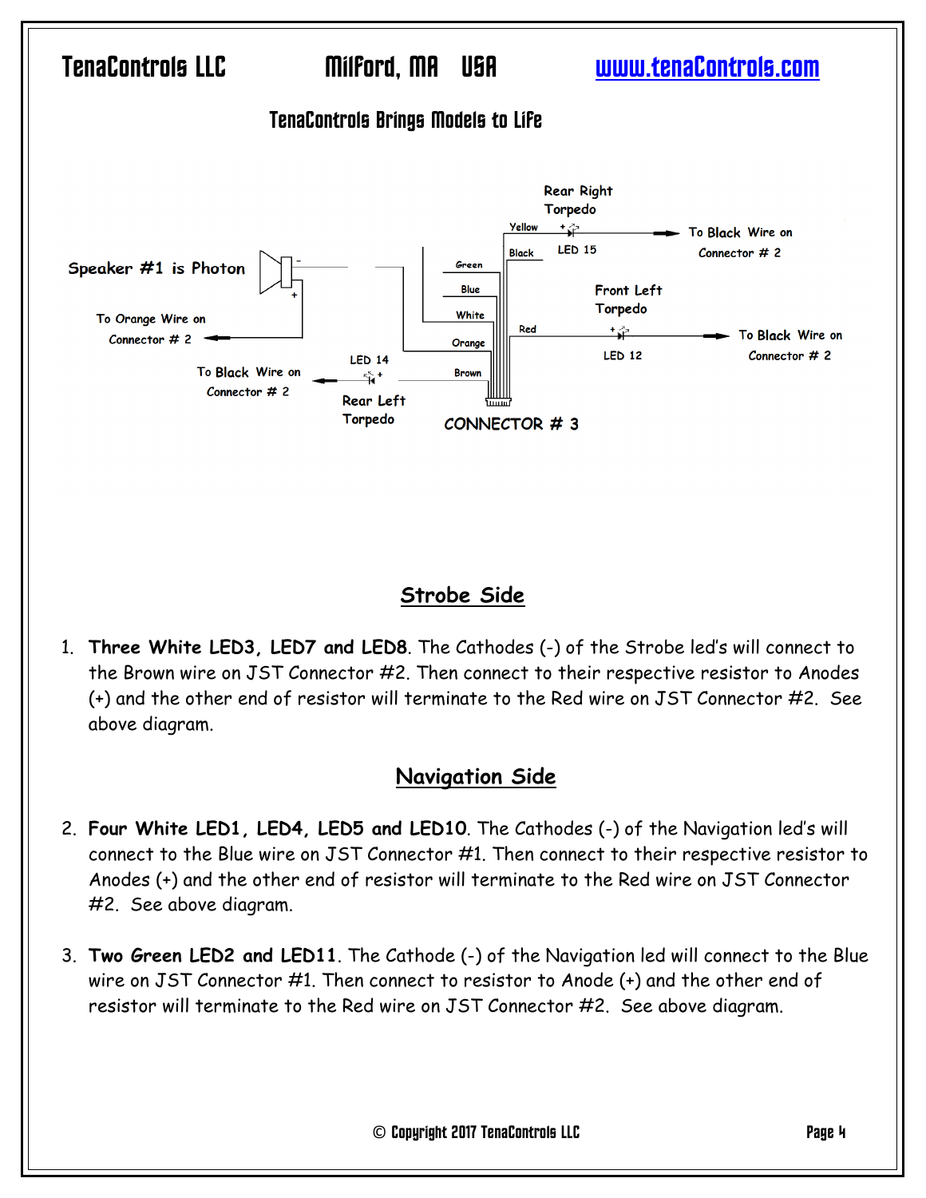## Strobe Side

1. **Three White LED3, LED7 and LED8**. The Cathodes (-) of the Strobe led's will connect to the Brown wire on JST Connector #2. Then connect to their respective resistor to Anodes (+) and the other end of resistor will terminate to the Red wire on JST Connector #2. See above diagram.

## Navigation Side

2. **Four White LED1, LED4, LED5 and LED10**. The Cathodes (-) of the Navigation led's will connect to the Blue wire on JST Connector #1. Then connect to their respective resistor to Anodes (+) and the other end of resistor will terminate to the Red wire on JST Connector #2. See above diagram.

3. **Two Green LED2 and LED11**. The Cathode (-) of the Navigation led will connect to the Blue wire on JST Connector #1. Then connect to resistor to Anode (+) and the other end of resistor will terminate to the Red wire on JST Connector #2. See above diagram.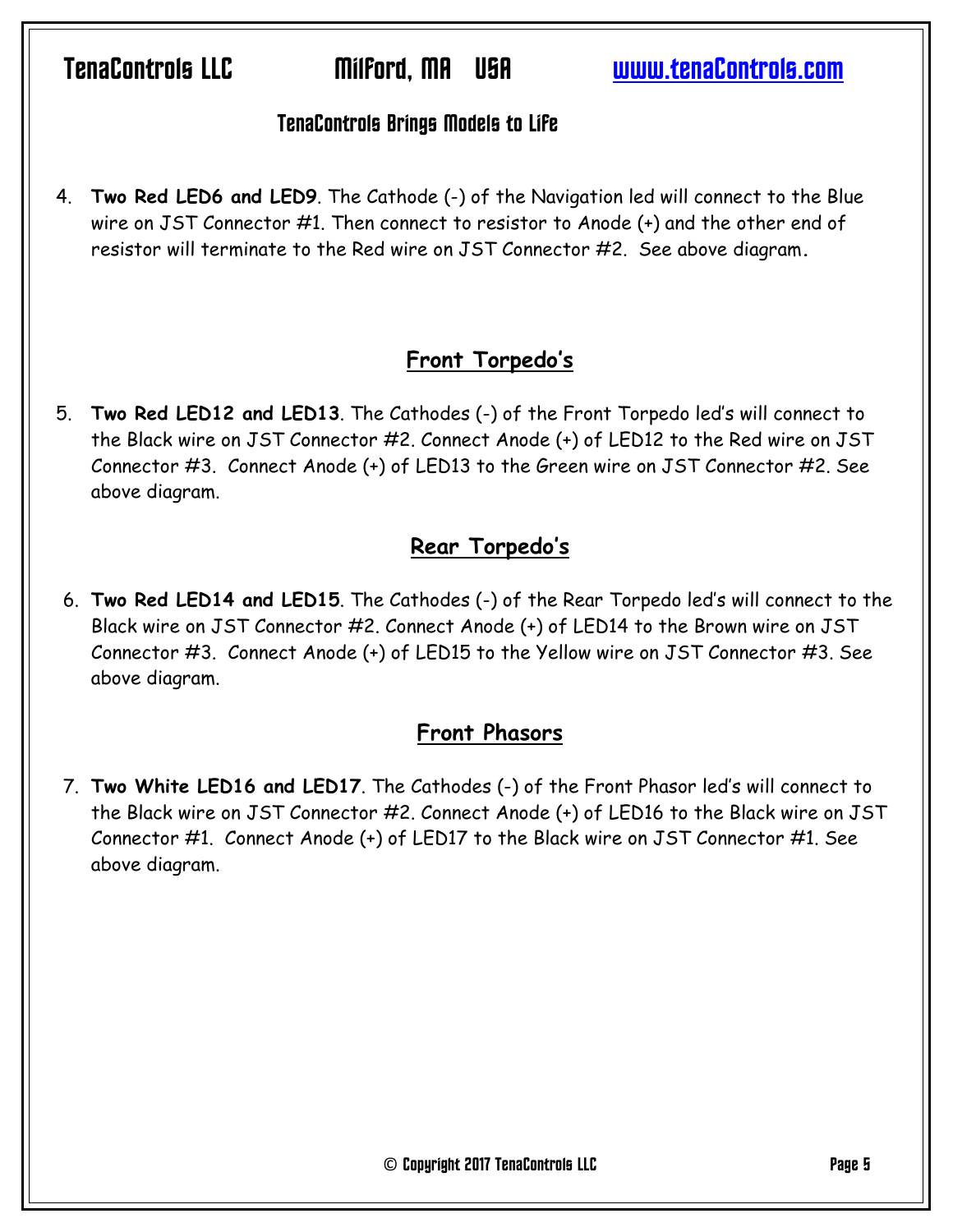4. **Two Red LED6 and LED9**. The Cathode (-) of the Navigation led will connect to the Blue wire on JST Connector #1. Then connect to resistor to Anode (+) and the other end of resistor will terminate to the Red wire on JST Connector #2. See above diagram.

## Front Torpedo's

5. **Two Red LED12 and LED13**. The Cathodes (-) of the Front Torpedo led's will connect to the Black wire on JST Connector #2. Connect Anode (+) of LED12 to the Red wire on JST Connector #3. Connect Anode (+) of LED13 to the Green wire on JST Connector #2. See above diagram.

## Rear Torpedo's

6. **Two Red LED14 and LED15**. The Cathodes (-) of the Rear Torpedo led's will connect to the Black wire on JST Connector #2. Connect Anode (+) of LED14 to the Brown wire on JST Connector #3. Connect Anode (+) of LED15 to the Yellow wire on JST Connector #3. See above diagram.

## Front Phasors

7. **Two White LED16 and LED17**. The Cathodes (-) of the Front Phasor led's will connect to the Black wire on JST Connector #2. Connect Anode (+) of LED16 to the Black wire on JST Connector #1. Connect Anode (+) of LED17 to the Black wire on JST Connector #1. See above diagram.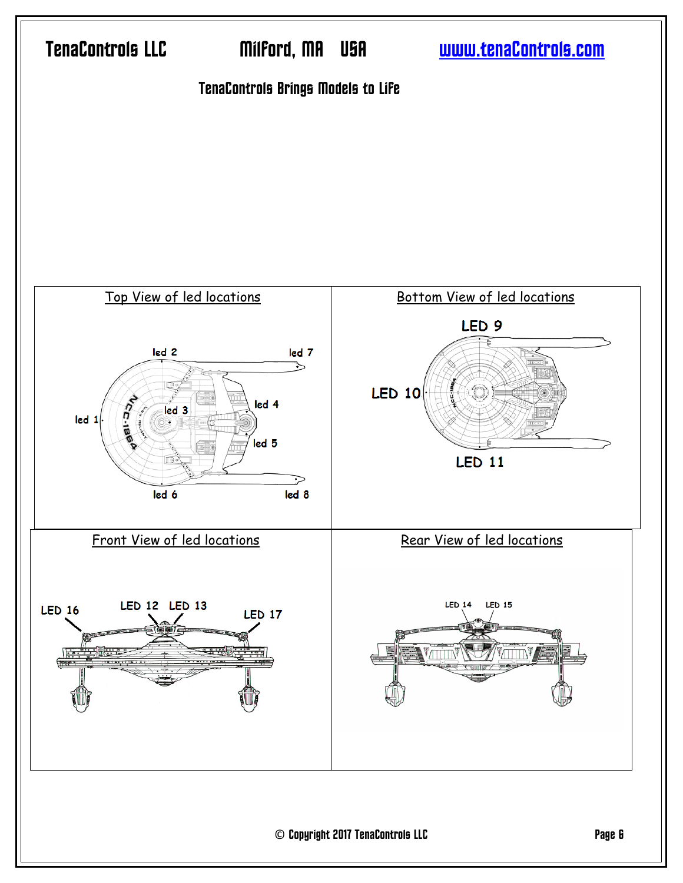TenaControls Brings Models to Life

## Top View of led locations

led 2, led 7, led 1, led 3, led 4, led 5, led 6, led 8

## Bottom View of led locations

LED 9, LED 10, LED 11

## Front View of led locations

LED 16, LED 12, LED 13, LED 17

## Rear View of led locations

LED 14, LED 15

© Copyright 2017 TenaControls LLC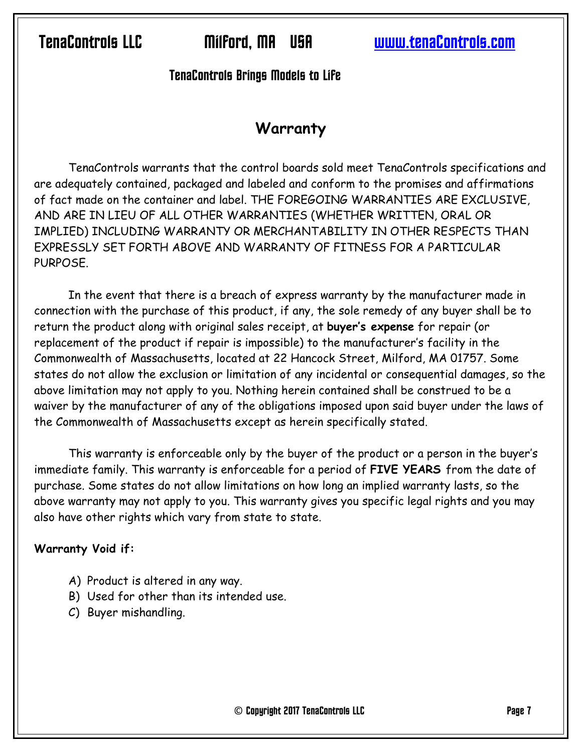TenaControls Brings Models to Life

# Warranty

TenaControls warrants that the control boards sold meet TenaControls specifications and are adequately contained, packaged and labeled and conform to the promises and affirmations of fact made on the container and label. THE FOREGOING WARRANTIES ARE EXCLUSIVE, AND ARE IN LIEU OF ALL OTHER WARRANTIES (WHETHER WRITTEN, ORAL OR IMPLIED) INCLUDING WARRANTY OR MERCHANTABILITY IN OTHER RESPECTS THAN EXPRESSLY SET FORTH ABOVE AND WARRANTY OF FITNESS FOR A PARTICULAR PURPOSE.

In the event that there is a breach of express warranty by the manufacturer made in connection with the purchase of this product, if any, the sole remedy of any buyer shall be to return the product along with original sales receipt, at **buyer's expense** for repair (or replacement of the product if repair is impossible) to the manufacturer's facility in the Commonwealth of Massachusetts, located at 22 Hancock Street, Milford, MA 01757. Some states do not allow the exclusion or limitation of any incidental or consequential damages, so the above limitation may not apply to you. Nothing herein contained shall be construed to be a waiver by the manufacturer of any of the obligations imposed upon said buyer under the laws of the Commonwealth of Massachusetts except as herein specifically stated.

This warranty is enforceable only by the buyer of the product or a person in the buyer's immediate family. This warranty is enforceable for a period of **FIVE YEARS** from the date of purchase. Some states do not allow limitations on how long an implied warranty lasts, so the above warranty may not apply to you. This warranty gives you specific legal rights and you may also have other rights which vary from state to state.

**Warranty Void if:**

A) Product is altered in any way.
B) Used for other than its intended use.
C) Buyer mishandling.

© Copyright 2017 TenaControls LLC